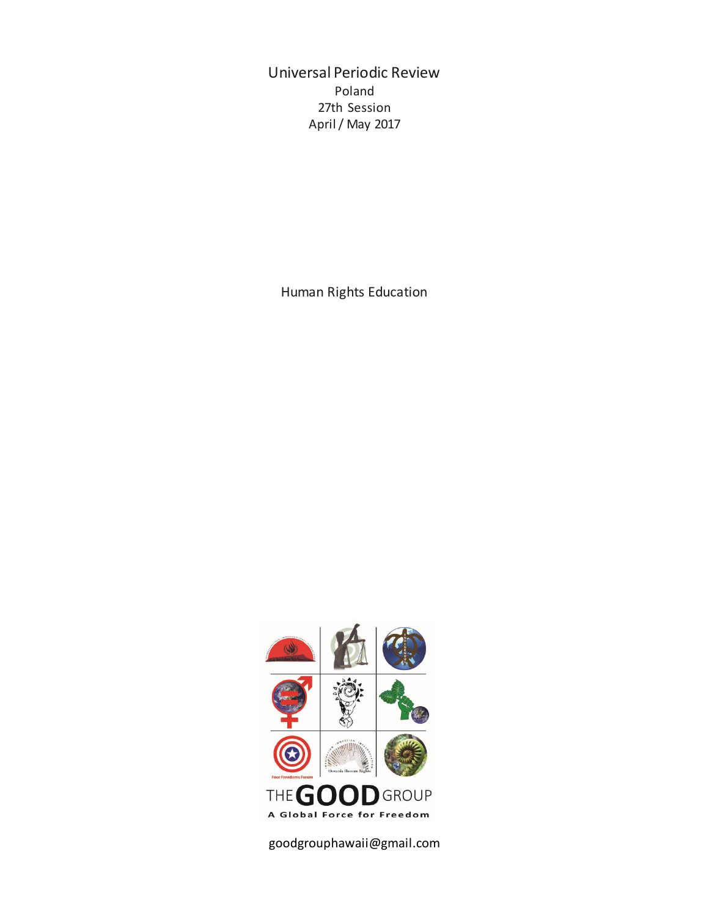# Universal Periodic Review

Poland

27th Session

April / May 2017

## Human Rights Education

Four Freedoms Forum

Oceania Human Rights

THE GOOD GROUP

A Global Force for Freedom

goodgrouphawaii@gmail.com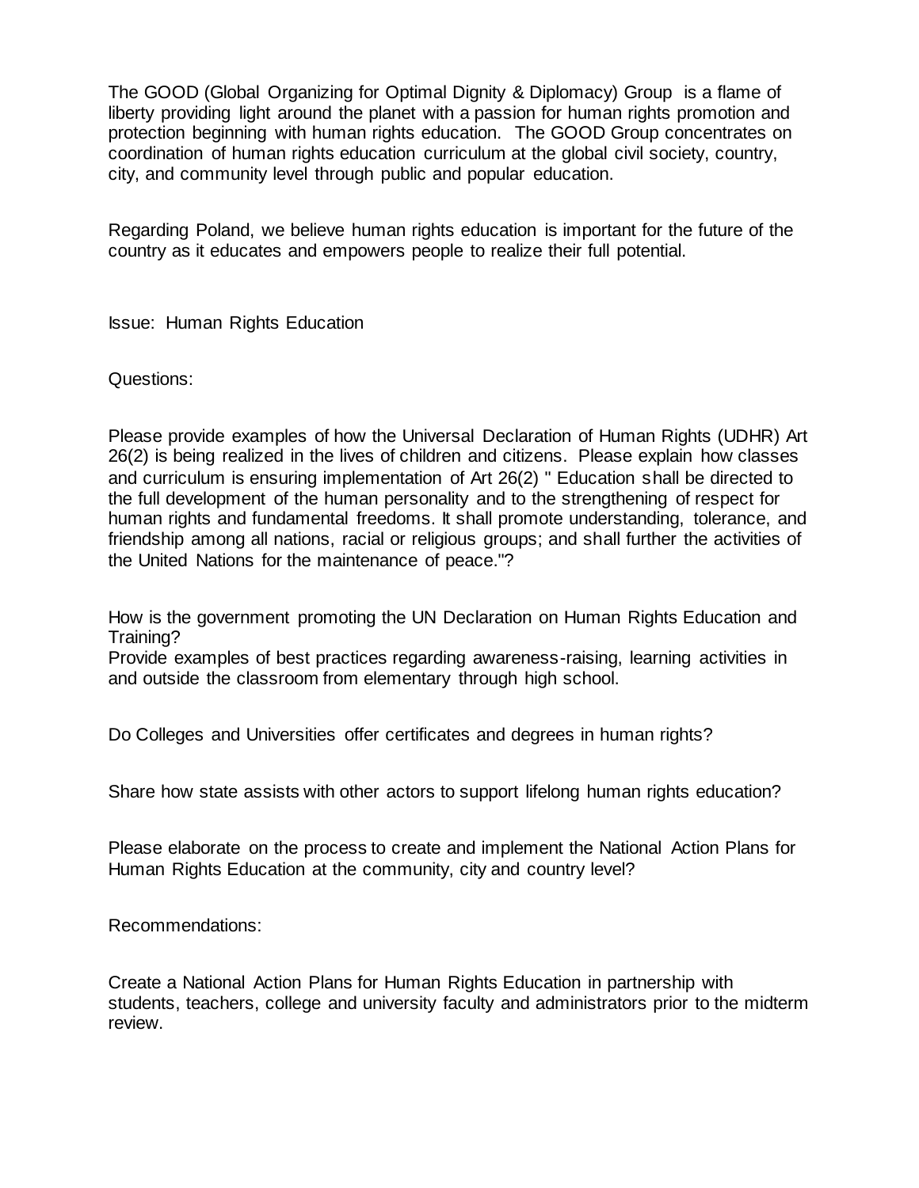The GOOD (Global Organizing for Optimal Dignity & Diplomacy) Group is a flame of liberty providing light around the planet with a passion for human rights promotion and protection beginning with human rights education. The GOOD Group concentrates on coordination of human rights education curriculum at the global civil society, country, city, and community level through public and popular education.

Regarding Poland, we believe human rights education is important for the future of the country as it educates and empowers people to realize their full potential.

Issue: Human Rights Education

Questions:

Please provide examples of how the Universal Declaration of Human Rights (UDHR) Art 26(2) is being realized in the lives of children and citizens. Please explain how classes and curriculum is ensuring implementation of Art 26(2) " Education shall be directed to the full development of the human personality and to the strengthening of respect for human rights and fundamental freedoms. It shall promote understanding, tolerance, and friendship among all nations, racial or religious groups; and shall further the activities of the United Nations for the maintenance of peace."?

How is the government promoting the UN Declaration on Human Rights Education and Training?
Provide examples of best practices regarding awareness-raising, learning activities in and outside the classroom from elementary through high school.

Do Colleges and Universities offer certificates and degrees in human rights?

Share how state assists with other actors to support lifelong human rights education?

Please elaborate on the process to create and implement the National Action Plans for Human Rights Education at the community, city and country level?

Recommendations:

Create a National Action Plans for Human Rights Education in partnership with students, teachers, college and university faculty and administrators prior to the midterm review.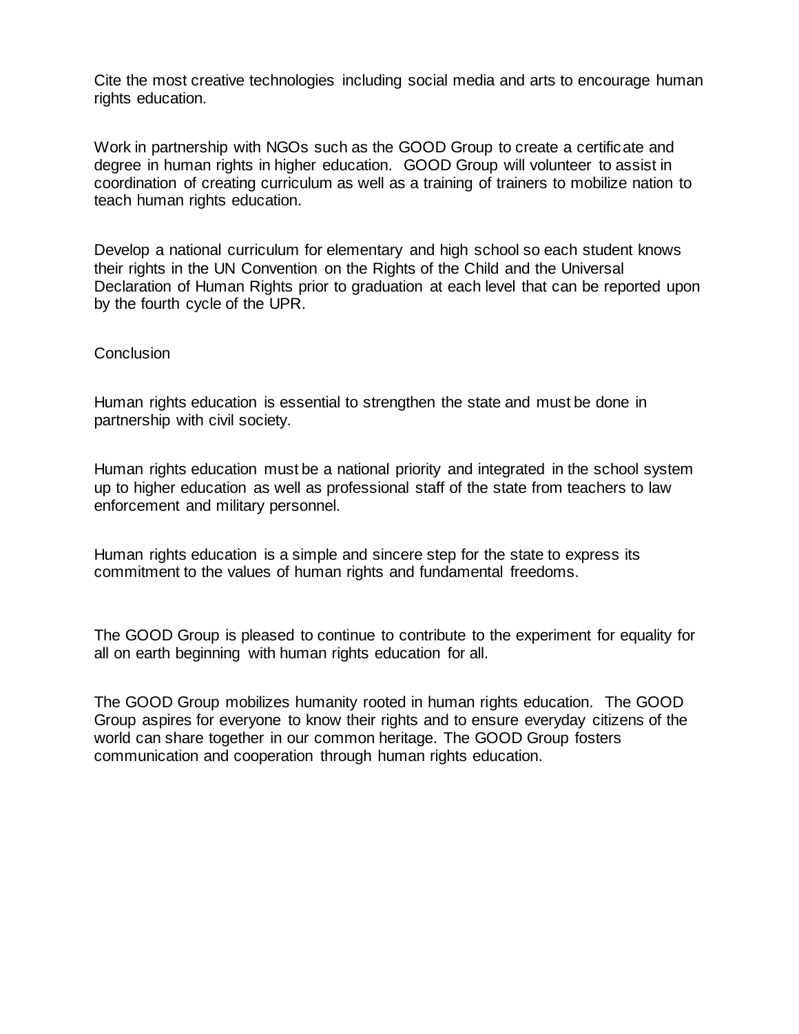Cite the most creative technologies including social media and arts to encourage human rights education.

Work in partnership with NGOs such as the GOOD Group to create a certificate and degree in human rights in higher education. GOOD Group will volunteer to assist in coordination of creating curriculum as well as a training of trainers to mobilize nation to teach human rights education.

Develop a national curriculum for elementary and high school so each student knows their rights in the UN Convention on the Rights of the Child and the Universal Declaration of Human Rights prior to graduation at each level that can be reported upon by the fourth cycle of the UPR.

## Conclusion

Human rights education is essential to strengthen the state and must be done in partnership with civil society.

Human rights education must be a national priority and integrated in the school system up to higher education as well as professional staff of the state from teachers to law enforcement and military personnel.

Human rights education is a simple and sincere step for the state to express its commitment to the values of human rights and fundamental freedoms.

The GOOD Group is pleased to continue to contribute to the experiment for equality for all on earth beginning with human rights education for all.

The GOOD Group mobilizes humanity rooted in human rights education. The GOOD Group aspires for everyone to know their rights and to ensure everyday citizens of the world can share together in our common heritage. The GOOD Group fosters communication and cooperation through human rights education.